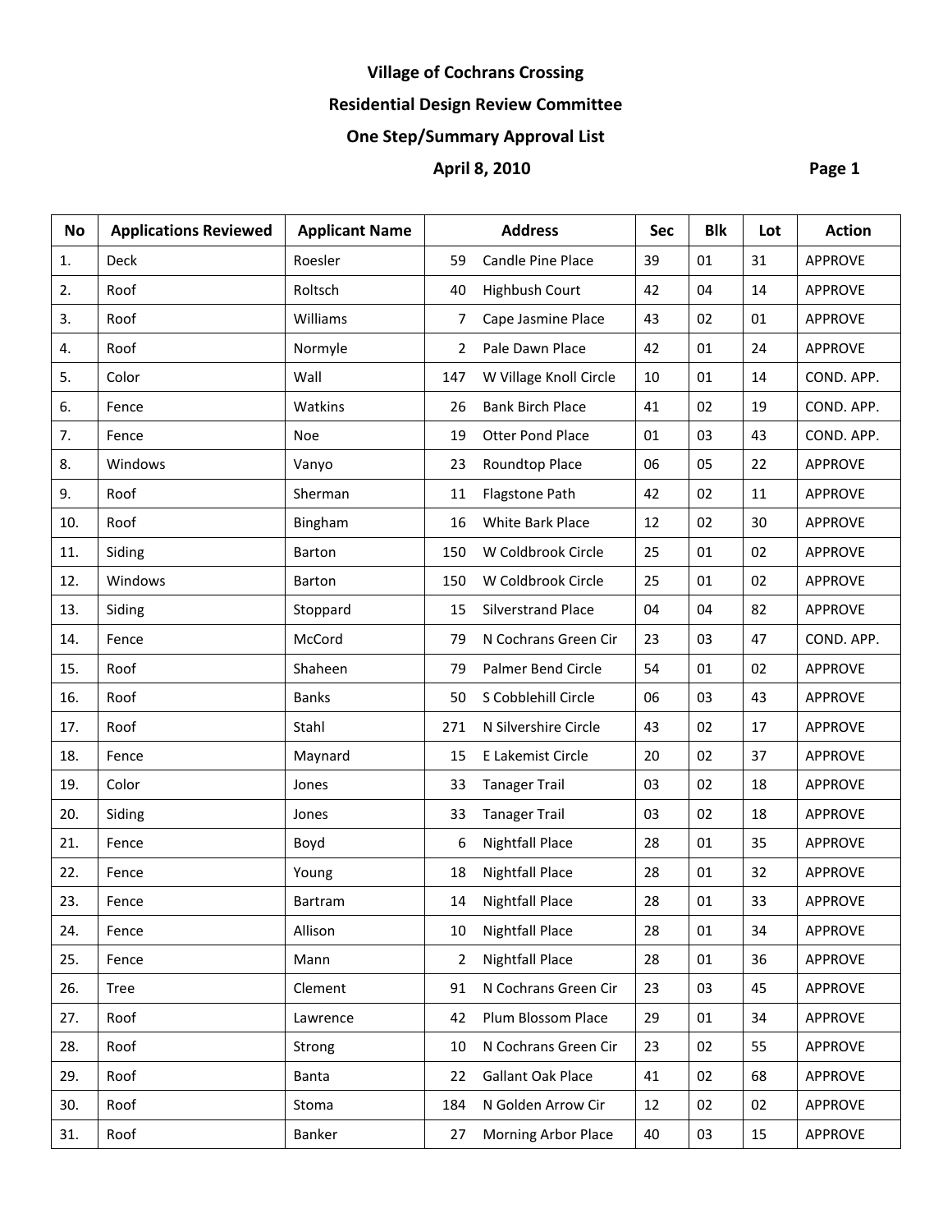# Village of Cochrans Crossing

## Residential Design Review Committee

## One Step/Summary Approval List

**April 8, 2010** **Page 1**

| No | Applications Reviewed | Applicant Name | Address | | Sec | Blk | Lot | Action |
|---|---|---|---|---|---|---|---|---|
| 1. | Deck | Roesler | 59 | Candle Pine Place | 39 | 01 | 31 | APPROVE |
| 2. | Roof | Roltsch | 40 | Highbush Court | 42 | 04 | 14 | APPROVE |
| 3. | Roof | Williams | 7 | Cape Jasmine Place | 43 | 02 | 01 | APPROVE |
| 4. | Roof | Normyle | 2 | Pale Dawn Place | 42 | 01 | 24 | APPROVE |
| 5. | Color | Wall | 147 | W Village Knoll Circle | 10 | 01 | 14 | COND. APP. |
| 6. | Fence | Watkins | 26 | Bank Birch Place | 41 | 02 | 19 | COND. APP. |
| 7. | Fence | Noe | 19 | Otter Pond Place | 01 | 03 | 43 | COND. APP. |
| 8. | Windows | Vanyo | 23 | Roundtop Place | 06 | 05 | 22 | APPROVE |
| 9. | Roof | Sherman | 11 | Flagstone Path | 42 | 02 | 11 | APPROVE |
| 10. | Roof | Bingham | 16 | White Bark Place | 12 | 02 | 30 | APPROVE |
| 11. | Siding | Barton | 150 | W Coldbrook Circle | 25 | 01 | 02 | APPROVE |
| 12. | Windows | Barton | 150 | W Coldbrook Circle | 25 | 01 | 02 | APPROVE |
| 13. | Siding | Stoppard | 15 | Silverstrand Place | 04 | 04 | 82 | APPROVE |
| 14. | Fence | McCord | 79 | N Cochrans Green Cir | 23 | 03 | 47 | COND. APP. |
| 15. | Roof | Shaheen | 79 | Palmer Bend Circle | 54 | 01 | 02 | APPROVE |
| 16. | Roof | Banks | 50 | S Cobblehill Circle | 06 | 03 | 43 | APPROVE |
| 17. | Roof | Stahl | 271 | N Silvershire Circle | 43 | 02 | 17 | APPROVE |
| 18. | Fence | Maynard | 15 | E Lakemist Circle | 20 | 02 | 37 | APPROVE |
| 19. | Color | Jones | 33 | Tanager Trail | 03 | 02 | 18 | APPROVE |
| 20. | Siding | Jones | 33 | Tanager Trail | 03 | 02 | 18 | APPROVE |
| 21. | Fence | Boyd | 6 | Nightfall Place | 28 | 01 | 35 | APPROVE |
| 22. | Fence | Young | 18 | Nightfall Place | 28 | 01 | 32 | APPROVE |
| 23. | Fence | Bartram | 14 | Nightfall Place | 28 | 01 | 33 | APPROVE |
| 24. | Fence | Allison | 10 | Nightfall Place | 28 | 01 | 34 | APPROVE |
| 25. | Fence | Mann | 2 | Nightfall Place | 28 | 01 | 36 | APPROVE |
| 26. | Tree | Clement | 91 | N Cochrans Green Cir | 23 | 03 | 45 | APPROVE |
| 27. | Roof | Lawrence | 42 | Plum Blossom Place | 29 | 01 | 34 | APPROVE |
| 28. | Roof | Strong | 10 | N Cochrans Green Cir | 23 | 02 | 55 | APPROVE |
| 29. | Roof | Banta | 22 | Gallant Oak Place | 41 | 02 | 68 | APPROVE |
| 30. | Roof | Stoma | 184 | N Golden Arrow Cir | 12 | 02 | 02 | APPROVE |
| 31. | Roof | Banker | 27 | Morning Arbor Place | 40 | 03 | 15 | APPROVE |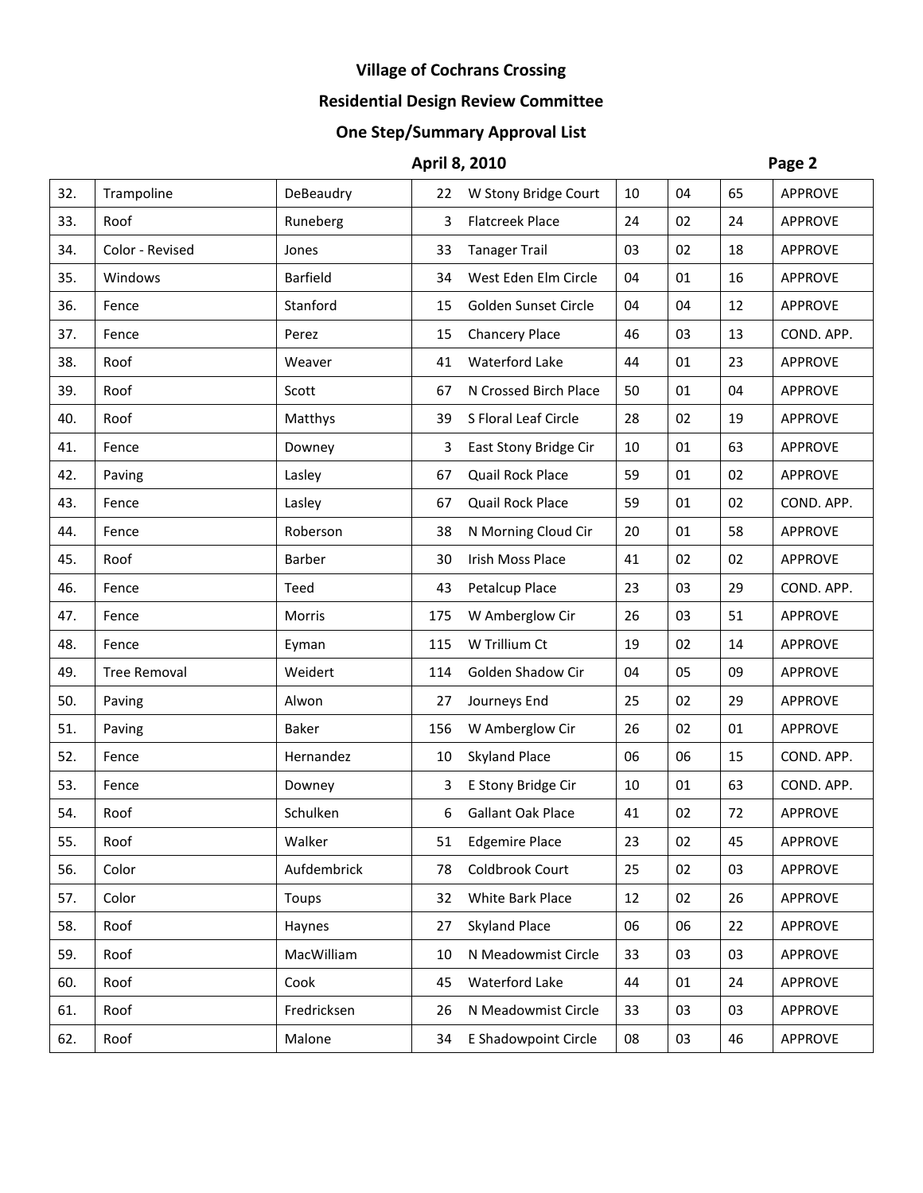**Village of Cochrans Crossing**

**Residential Design Review Committee**

**One Step/Summary Approval List**

**April 8, 2010**

| | | | | | | | | |
|---|---|---|---|---|---|---|---|---|
| 32. | Trampoline | DeBeaudry | 22 | W Stony Bridge Court | 10 | 04 | 65 | APPROVE |
| 33. | Roof | Runeberg | 3 | Flatcreek Place | 24 | 02 | 24 | APPROVE |
| 34. | Color - Revised | Jones | 33 | Tanager Trail | 03 | 02 | 18 | APPROVE |
| 35. | Windows | Barfield | 34 | West Eden Elm Circle | 04 | 01 | 16 | APPROVE |
| 36. | Fence | Stanford | 15 | Golden Sunset Circle | 04 | 04 | 12 | APPROVE |
| 37. | Fence | Perez | 15 | Chancery Place | 46 | 03 | 13 | COND. APP. |
| 38. | Roof | Weaver | 41 | Waterford Lake | 44 | 01 | 23 | APPROVE |
| 39. | Roof | Scott | 67 | N Crossed Birch Place | 50 | 01 | 04 | APPROVE |
| 40. | Roof | Matthys | 39 | S Floral Leaf Circle | 28 | 02 | 19 | APPROVE |
| 41. | Fence | Downey | 3 | East Stony Bridge Cir | 10 | 01 | 63 | APPROVE |
| 42. | Paving | Lasley | 67 | Quail Rock Place | 59 | 01 | 02 | APPROVE |
| 43. | Fence | Lasley | 67 | Quail Rock Place | 59 | 01 | 02 | COND. APP. |
| 44. | Fence | Roberson | 38 | N Morning Cloud Cir | 20 | 01 | 58 | APPROVE |
| 45. | Roof | Barber | 30 | Irish Moss Place | 41 | 02 | 02 | APPROVE |
| 46. | Fence | Teed | 43 | Petalcup Place | 23 | 03 | 29 | COND. APP. |
| 47. | Fence | Morris | 175 | W Amberglow Cir | 26 | 03 | 51 | APPROVE |
| 48. | Fence | Eyman | 115 | W Trillium Ct | 19 | 02 | 14 | APPROVE |
| 49. | Tree Removal | Weidert | 114 | Golden Shadow Cir | 04 | 05 | 09 | APPROVE |
| 50. | Paving | Alwon | 27 | Journeys End | 25 | 02 | 29 | APPROVE |
| 51. | Paving | Baker | 156 | W Amberglow Cir | 26 | 02 | 01 | APPROVE |
| 52. | Fence | Hernandez | 10 | Skyland Place | 06 | 06 | 15 | COND. APP. |
| 53. | Fence | Downey | 3 | E Stony Bridge Cir | 10 | 01 | 63 | COND. APP. |
| 54. | Roof | Schulken | 6 | Gallant Oak Place | 41 | 02 | 72 | APPROVE |
| 55. | Roof | Walker | 51 | Edgemire Place | 23 | 02 | 45 | APPROVE |
| 56. | Color | Aufdembrick | 78 | Coldbrook Court | 25 | 02 | 03 | APPROVE |
| 57. | Color | Toups | 32 | White Bark Place | 12 | 02 | 26 | APPROVE |
| 58. | Roof | Haynes | 27 | Skyland Place | 06 | 06 | 22 | APPROVE |
| 59. | Roof | MacWilliam | 10 | N Meadowmist Circle | 33 | 03 | 03 | APPROVE |
| 60. | Roof | Cook | 45 | Waterford Lake | 44 | 01 | 24 | APPROVE |
| 61. | Roof | Fredricksen | 26 | N Meadowmist Circle | 33 | 03 | 03 | APPROVE |
| 62. | Roof | Malone | 34 | E Shadowpoint Circle | 08 | 03 | 46 | APPROVE |